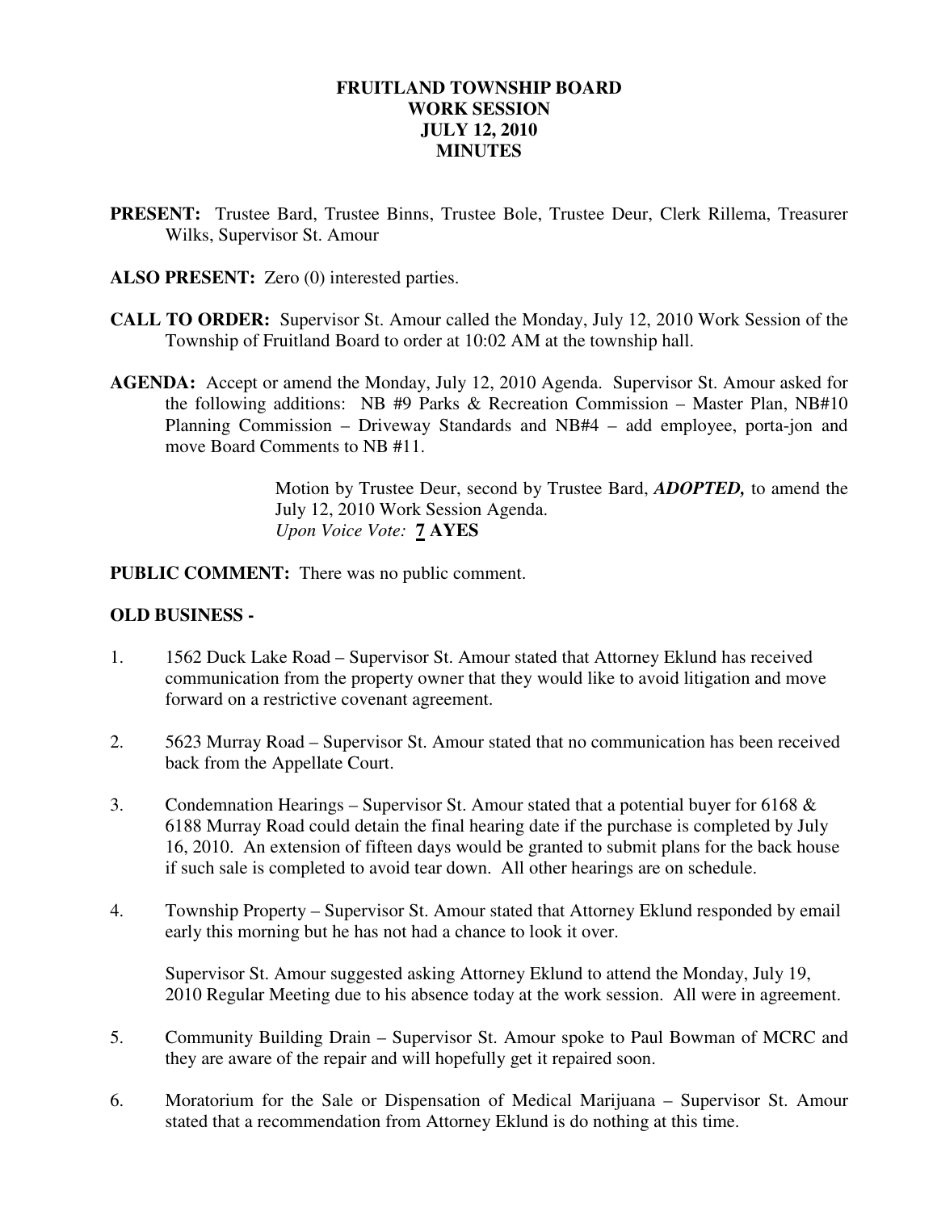# FRUITLAND TOWNSHIP BOARD
# WORK SESSION
# JULY 12, 2010
# MINUTES

**PRESENT:** Trustee Bard, Trustee Binns, Trustee Bole, Trustee Deur, Clerk Rillema, Treasurer Wilks, Supervisor St. Amour

**ALSO PRESENT:** Zero (0) interested parties.

**CALL TO ORDER:** Supervisor St. Amour called the Monday, July 12, 2010 Work Session of the Township of Fruitland Board to order at 10:02 AM at the township hall.

**AGENDA:** Accept or amend the Monday, July 12, 2010 Agenda. Supervisor St. Amour asked for the following additions: NB #9 Parks & Recreation Commission – Master Plan, NB#10 Planning Commission – Driveway Standards and NB#4 – add employee, porta-jon and move Board Comments to NB #11.

> Motion by Trustee Deur, second by Trustee Bard, ***ADOPTED,*** to amend the July 12, 2010 Work Session Agenda.
> *Upon Voice Vote:* **7 AYES**

**PUBLIC COMMENT:** There was no public comment.

**OLD BUSINESS -**

1. 1562 Duck Lake Road – Supervisor St. Amour stated that Attorney Eklund has received communication from the property owner that they would like to avoid litigation and move forward on a restrictive covenant agreement.

2. 5623 Murray Road – Supervisor St. Amour stated that no communication has been received back from the Appellate Court.

3. Condemnation Hearings – Supervisor St. Amour stated that a potential buyer for 6168 & 6188 Murray Road could detain the final hearing date if the purchase is completed by July 16, 2010. An extension of fifteen days would be granted to submit plans for the back house if such sale is completed to avoid tear down. All other hearings are on schedule.

4. Township Property – Supervisor St. Amour stated that Attorney Eklund responded by email early this morning but he has not had a chance to look it over.

   Supervisor St. Amour suggested asking Attorney Eklund to attend the Monday, July 19, 2010 Regular Meeting due to his absence today at the work session. All were in agreement.

5. Community Building Drain – Supervisor St. Amour spoke to Paul Bowman of MCRC and they are aware of the repair and will hopefully get it repaired soon.

6. Moratorium for the Sale or Dispensation of Medical Marijuana – Supervisor St. Amour stated that a recommendation from Attorney Eklund is do nothing at this time.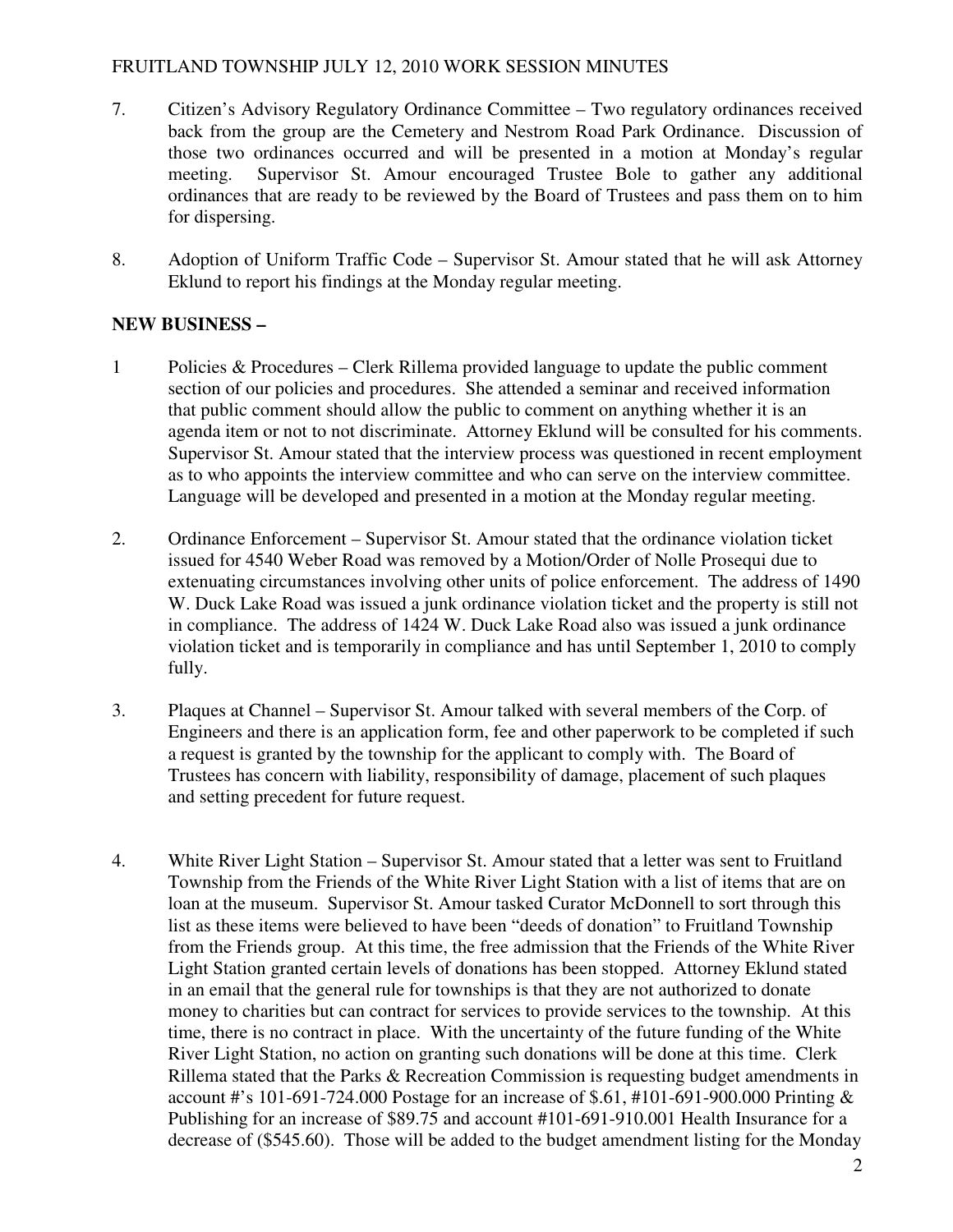7. Citizen's Advisory Regulatory Ordinance Committee – Two regulatory ordinances received back from the group are the Cemetery and Nestrom Road Park Ordinance. Discussion of those two ordinances occurred and will be presented in a motion at Monday's regular meeting. Supervisor St. Amour encouraged Trustee Bole to gather any additional ordinances that are ready to be reviewed by the Board of Trustees and pass them on to him for dispersing.

8. Adoption of Uniform Traffic Code – Supervisor St. Amour stated that he will ask Attorney Eklund to report his findings at the Monday regular meeting.

**NEW BUSINESS –**

1 Policies & Procedures – Clerk Rillema provided language to update the public comment section of our policies and procedures. She attended a seminar and received information that public comment should allow the public to comment on anything whether it is an agenda item or not to not discriminate. Attorney Eklund will be consulted for his comments. Supervisor St. Amour stated that the interview process was questioned in recent employment as to who appoints the interview committee and who can serve on the interview committee. Language will be developed and presented in a motion at the Monday regular meeting.

2. Ordinance Enforcement – Supervisor St. Amour stated that the ordinance violation ticket issued for 4540 Weber Road was removed by a Motion/Order of Nolle Prosequi due to extenuating circumstances involving other units of police enforcement. The address of 1490 W. Duck Lake Road was issued a junk ordinance violation ticket and the property is still not in compliance. The address of 1424 W. Duck Lake Road also was issued a junk ordinance violation ticket and is temporarily in compliance and has until September 1, 2010 to comply fully.

3. Plaques at Channel – Supervisor St. Amour talked with several members of the Corp. of Engineers and there is an application form, fee and other paperwork to be completed if such a request is granted by the township for the applicant to comply with. The Board of Trustees has concern with liability, responsibility of damage, placement of such plaques and setting precedent for future request.

4. White River Light Station – Supervisor St. Amour stated that a letter was sent to Fruitland Township from the Friends of the White River Light Station with a list of items that are on loan at the museum. Supervisor St. Amour tasked Curator McDonnell to sort through this list as these items were believed to have been "deeds of donation" to Fruitland Township from the Friends group. At this time, the free admission that the Friends of the White River Light Station granted certain levels of donations has been stopped. Attorney Eklund stated in an email that the general rule for townships is that they are not authorized to donate money to charities but can contract for services to provide services to the township. At this time, there is no contract in place. With the uncertainty of the future funding of the White River Light Station, no action on granting such donations will be done at this time. Clerk Rillema stated that the Parks & Recreation Commission is requesting budget amendments in account #'s 101-691-724.000 Postage for an increase of $.61, #101-691-900.000 Printing & Publishing for an increase of $89.75 and account #101-691-910.001 Health Insurance for a decrease of ($545.60). Those will be added to the budget amendment listing for the Monday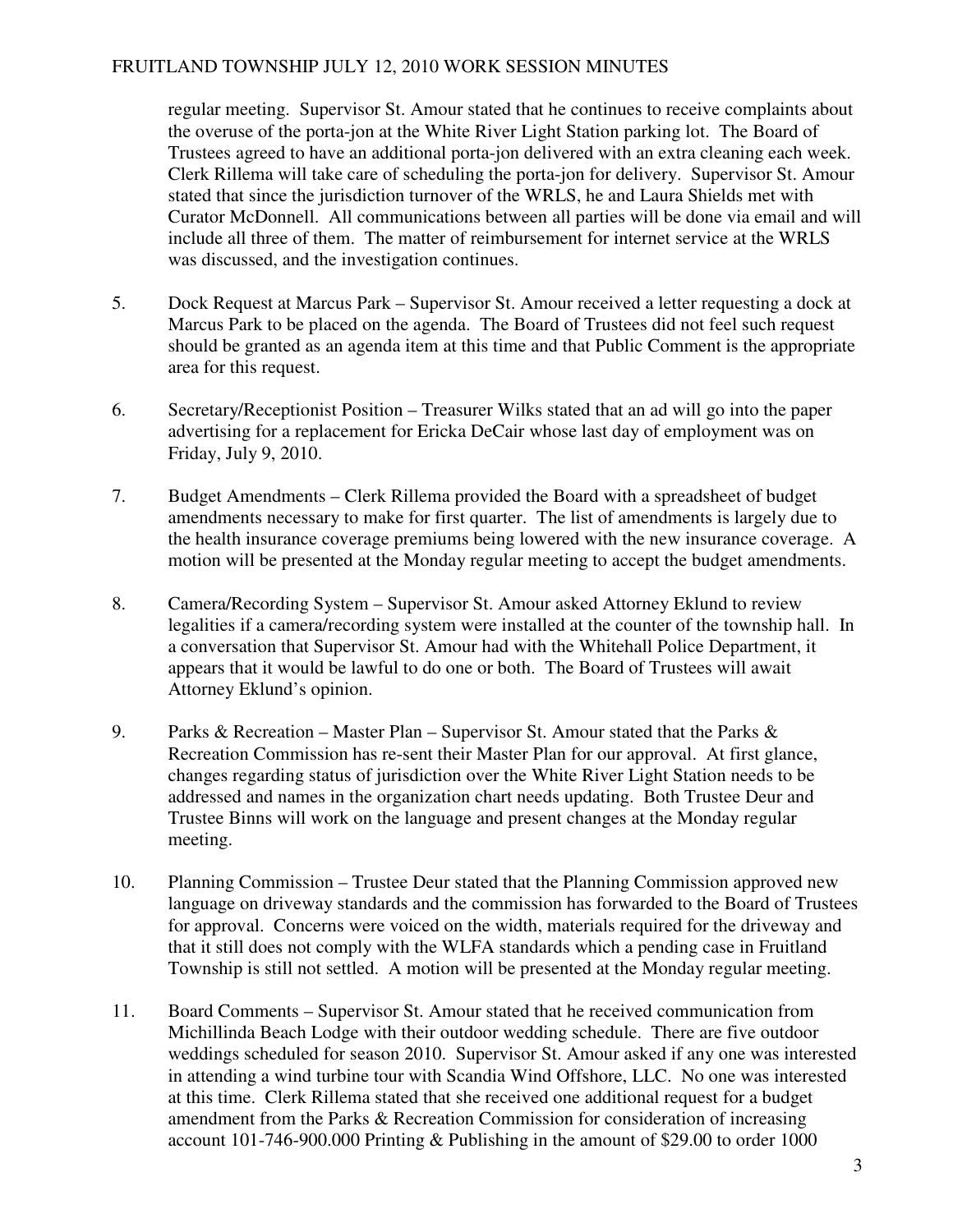regular meeting. Supervisor St. Amour stated that he continues to receive complaints about the overuse of the porta-jon at the White River Light Station parking lot. The Board of Trustees agreed to have an additional porta-jon delivered with an extra cleaning each week. Clerk Rillema will take care of scheduling the porta-jon for delivery. Supervisor St. Amour stated that since the jurisdiction turnover of the WRLS, he and Laura Shields met with Curator McDonnell. All communications between all parties will be done via email and will include all three of them. The matter of reimbursement for internet service at the WRLS was discussed, and the investigation continues.

5. Dock Request at Marcus Park – Supervisor St. Amour received a letter requesting a dock at Marcus Park to be placed on the agenda. The Board of Trustees did not feel such request should be granted as an agenda item at this time and that Public Comment is the appropriate area for this request.

6. Secretary/Receptionist Position – Treasurer Wilks stated that an ad will go into the paper advertising for a replacement for Ericka DeCair whose last day of employment was on Friday, July 9, 2010.

7. Budget Amendments – Clerk Rillema provided the Board with a spreadsheet of budget amendments necessary to make for first quarter. The list of amendments is largely due to the health insurance coverage premiums being lowered with the new insurance coverage. A motion will be presented at the Monday regular meeting to accept the budget amendments.

8. Camera/Recording System – Supervisor St. Amour asked Attorney Eklund to review legalities if a camera/recording system were installed at the counter of the township hall. In a conversation that Supervisor St. Amour had with the Whitehall Police Department, it appears that it would be lawful to do one or both. The Board of Trustees will await Attorney Eklund's opinion.

9. Parks & Recreation – Master Plan – Supervisor St. Amour stated that the Parks & Recreation Commission has re-sent their Master Plan for our approval. At first glance, changes regarding status of jurisdiction over the White River Light Station needs to be addressed and names in the organization chart needs updating. Both Trustee Deur and Trustee Binns will work on the language and present changes at the Monday regular meeting.

10. Planning Commission – Trustee Deur stated that the Planning Commission approved new language on driveway standards and the commission has forwarded to the Board of Trustees for approval. Concerns were voiced on the width, materials required for the driveway and that it still does not comply with the WLFA standards which a pending case in Fruitland Township is still not settled. A motion will be presented at the Monday regular meeting.

11. Board Comments – Supervisor St. Amour stated that he received communication from Michillinda Beach Lodge with their outdoor wedding schedule. There are five outdoor weddings scheduled for season 2010. Supervisor St. Amour asked if any one was interested in attending a wind turbine tour with Scandia Wind Offshore, LLC. No one was interested at this time. Clerk Rillema stated that she received one additional request for a budget amendment from the Parks & Recreation Commission for consideration of increasing account 101-746-900.000 Printing & Publishing in the amount of $29.00 to order 1000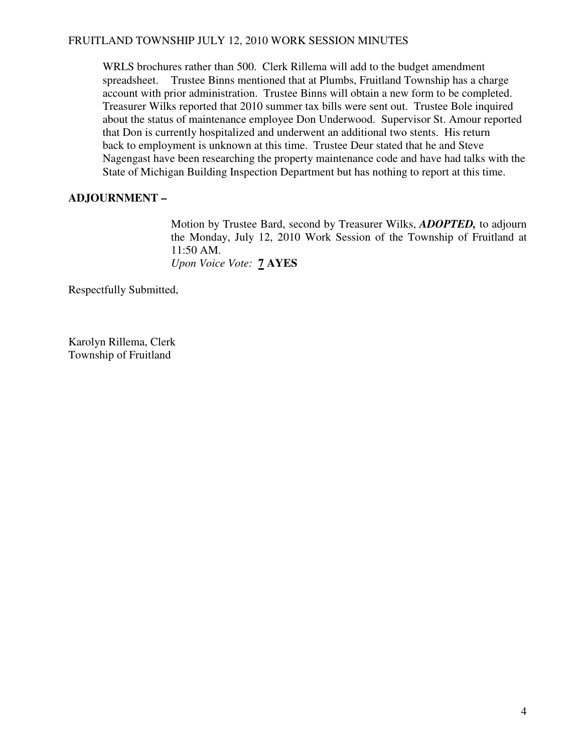WRLS brochures rather than 500. Clerk Rillema will add to the budget amendment spreadsheet. Trustee Binns mentioned that at Plumbs, Fruitland Township has a charge account with prior administration. Trustee Binns will obtain a new form to be completed. Treasurer Wilks reported that 2010 summer tax bills were sent out. Trustee Bole inquired about the status of maintenance employee Don Underwood. Supervisor St. Amour reported that Don is currently hospitalized and underwent an additional two stents. His return back to employment is unknown at this time. Trustee Deur stated that he and Steve Nagengast have been researching the property maintenance code and have had talks with the State of Michigan Building Inspection Department but has nothing to report at this time.

**ADJOURNMENT –**

Motion by Trustee Bard, second by Treasurer Wilks, ***ADOPTED,*** to adjourn the Monday, July 12, 2010 Work Session of the Township of Fruitland at 11:50 AM.
*Upon Voice Vote:* **7 AYES**

Respectfully Submitted,

Karolyn Rillema, Clerk
Township of Fruitland